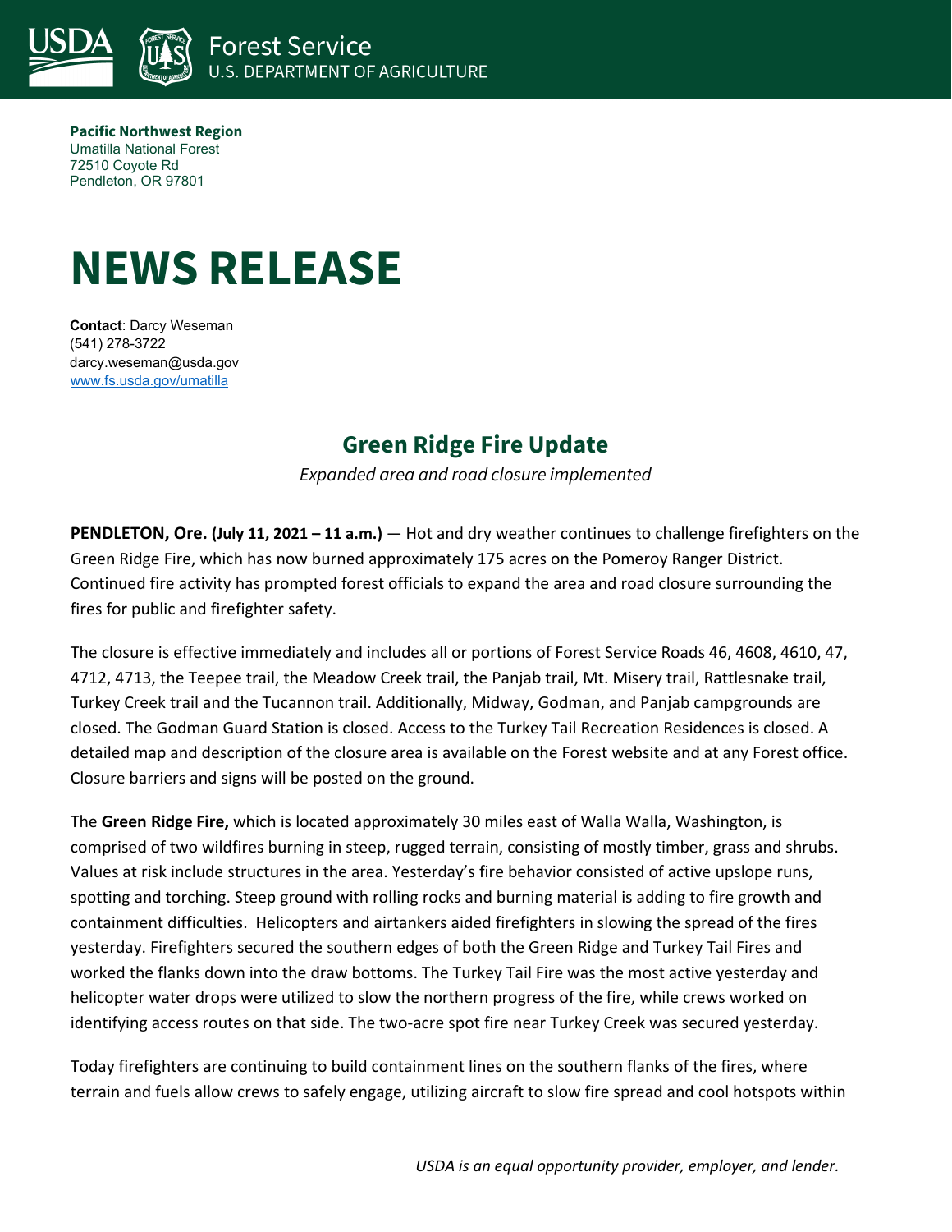Forest Service
U.S. DEPARTMENT OF AGRICULTURE

**Pacific Northwest Region**
Umatilla National Forest
72510 Coyote Rd
Pendleton, OR 97801

# NEWS RELEASE

**Contact**: Darcy Weseman
(541) 278-3722
darcy.weseman@usda.gov
www.fs.usda.gov/umatilla

## Green Ridge Fire Update

*Expanded area and road closure implemented*

**PENDLETON, Ore. (July 11, 2021 – 11 a.m.)** — Hot and dry weather continues to challenge firefighters on the Green Ridge Fire, which has now burned approximately 175 acres on the Pomeroy Ranger District. Continued fire activity has prompted forest officials to expand the area and road closure surrounding the fires for public and firefighter safety.

The closure is effective immediately and includes all or portions of Forest Service Roads 46, 4608, 4610, 47, 4712, 4713, the Teepee trail, the Meadow Creek trail, the Panjab trail, Mt. Misery trail, Rattlesnake trail, Turkey Creek trail and the Tucannon trail. Additionally, Midway, Godman, and Panjab campgrounds are closed. The Godman Guard Station is closed. Access to the Turkey Tail Recreation Residences is closed. A detailed map and description of the closure area is available on the Forest website and at any Forest office. Closure barriers and signs will be posted on the ground.

The **Green Ridge Fire,** which is located approximately 30 miles east of Walla Walla, Washington, is comprised of two wildfires burning in steep, rugged terrain, consisting of mostly timber, grass and shrubs. Values at risk include structures in the area. Yesterday's fire behavior consisted of active upslope runs, spotting and torching. Steep ground with rolling rocks and burning material is adding to fire growth and containment difficulties. Helicopters and airtankers aided firefighters in slowing the spread of the fires yesterday. Firefighters secured the southern edges of both the Green Ridge and Turkey Tail Fires and worked the flanks down into the draw bottoms. The Turkey Tail Fire was the most active yesterday and helicopter water drops were utilized to slow the northern progress of the fire, while crews worked on identifying access routes on that side. The two-acre spot fire near Turkey Creek was secured yesterday.

Today firefighters are continuing to build containment lines on the southern flanks of the fires, where terrain and fuels allow crews to safely engage, utilizing aircraft to slow fire spread and cool hotspots within

*USDA is an equal opportunity provider, employer, and lender.*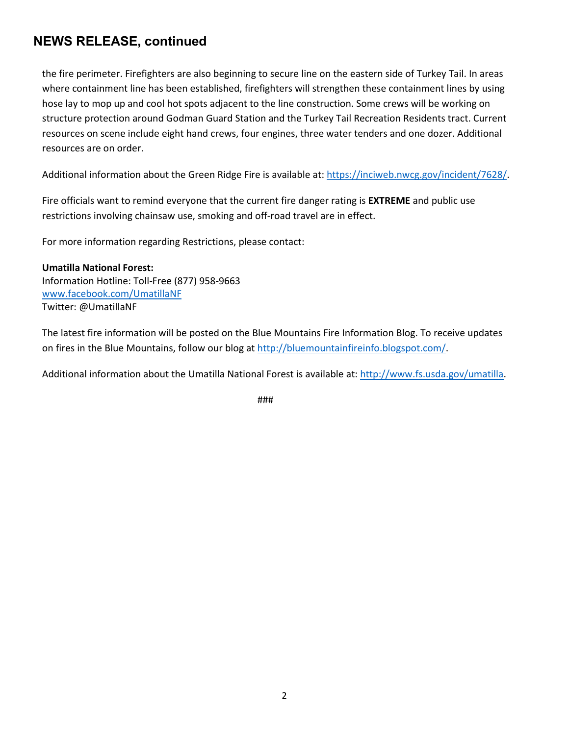## NEWS RELEASE, continued

the fire perimeter. Firefighters are also beginning to secure line on the eastern side of Turkey Tail. In areas where containment line has been established, firefighters will strengthen these containment lines by using hose lay to mop up and cool hot spots adjacent to the line construction. Some crews will be working on structure protection around Godman Guard Station and the Turkey Tail Recreation Residents tract. Current resources on scene include eight hand crews, four engines, three water tenders and one dozer. Additional resources are on order.

Additional information about the Green Ridge Fire is available at: https://inciweb.nwcg.gov/incident/7628/.

Fire officials want to remind everyone that the current fire danger rating is **EXTREME** and public use restrictions involving chainsaw use, smoking and off-road travel are in effect.

For more information regarding Restrictions, please contact:

**Umatilla National Forest:**
Information Hotline: Toll-Free (877) 958-9663
www.facebook.com/UmatillaNF
Twitter: @UmatillaNF

The latest fire information will be posted on the Blue Mountains Fire Information Blog. To receive updates on fires in the Blue Mountains, follow our blog at http://bluemountainfireinfo.blogspot.com/.

Additional information about the Umatilla National Forest is available at: http://www.fs.usda.gov/umatilla.

###